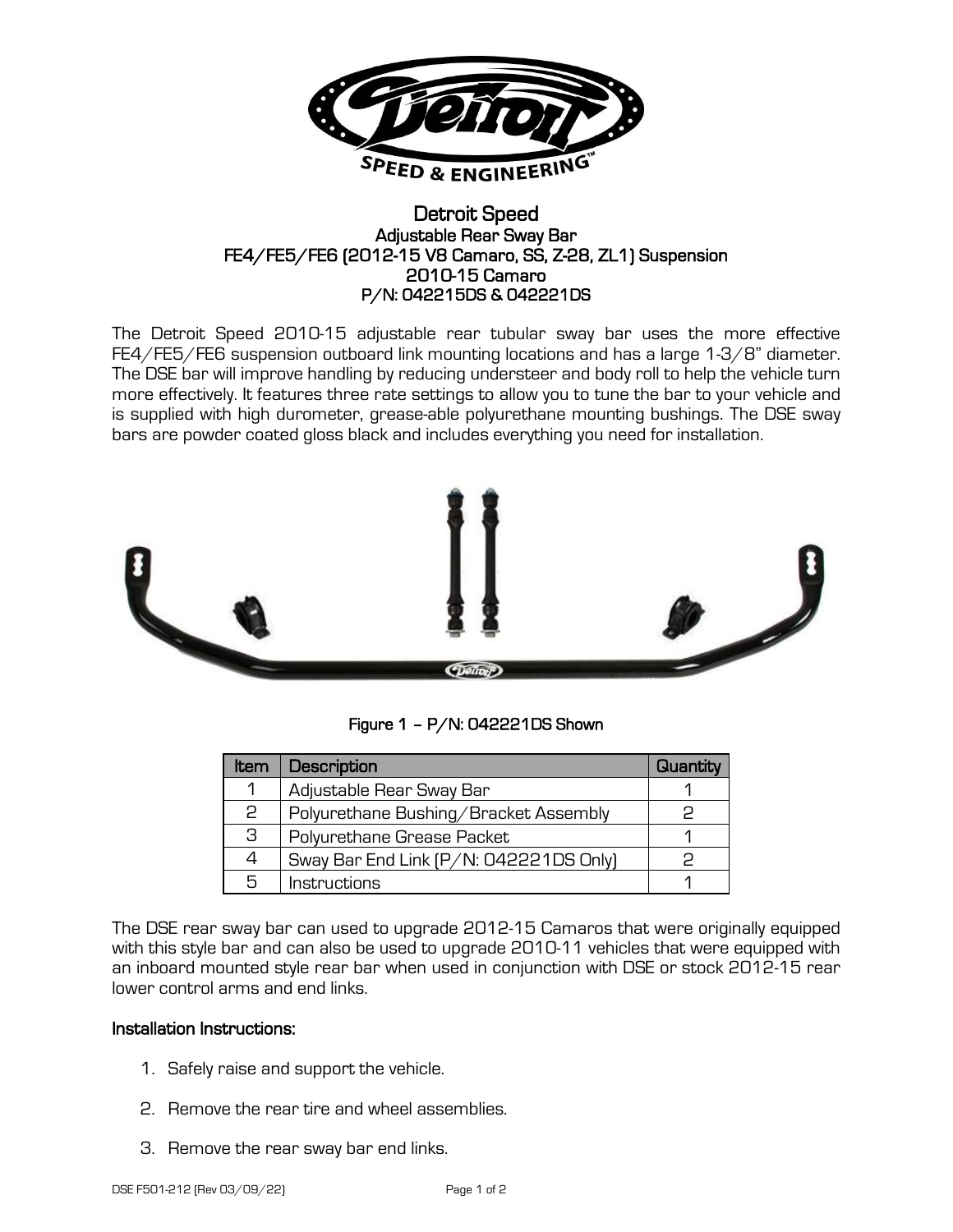# Detroit Speed

## Adjustable Rear Sway Bar
## FE4/FE5/FE6 (2012-15 V8 Camaro, SS, Z-28, ZL1) Suspension
## 2010-15 Camaro
## P/N: 042215DS & 042221DS

The Detroit Speed 2010-15 adjustable rear tubular sway bar uses the more effective FE4/FE5/FE6 suspension outboard link mounting locations and has a large 1-3/8" diameter. The DSE bar will improve handling by reducing understeer and body roll to help the vehicle turn more effectively. It features three rate settings to allow you to tune the bar to your vehicle and is supplied with high durometer, grease-able polyurethane mounting bushings. The DSE sway bars are powder coated gloss black and includes everything you need for installation.

**Figure 1 – P/N: 042221DS Shown**

| Item | Description | Quantity |
|---|---|---|
| 1 | Adjustable Rear Sway Bar | 1 |
| 2 | Polyurethane Bushing/Bracket Assembly | 2 |
| 3 | Polyurethane Grease Packet | 1 |
| 4 | Sway Bar End Link (P/N: 042221DS Only) | 2 |
| 5 | Instructions | 1 |

The DSE rear sway bar can used to upgrade 2012-15 Camaros that were originally equipped with this style bar and can also be used to upgrade 2010-11 vehicles that were equipped with an inboard mounted style rear bar when used in conjunction with DSE or stock 2012-15 rear lower control arms and end links.

### Installation Instructions:

1. Safely raise and support the vehicle.
2. Remove the rear tire and wheel assemblies.
3. Remove the rear sway bar end links.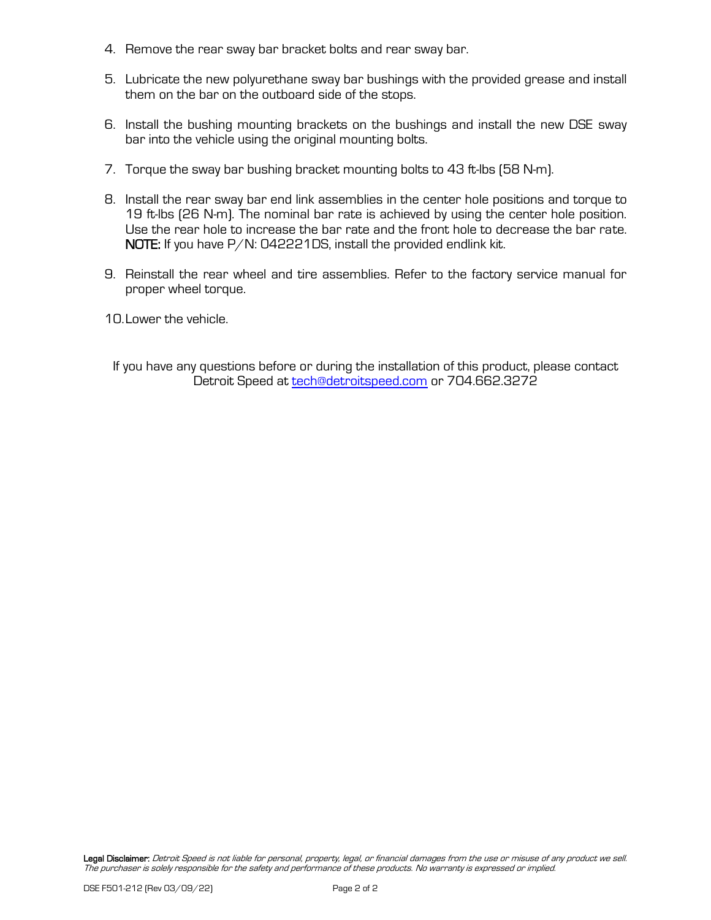4. Remove the rear sway bar bracket bolts and rear sway bar.

5. Lubricate the new polyurethane sway bar bushings with the provided grease and install them on the bar on the outboard side of the stops.

6. Install the bushing mounting brackets on the bushings and install the new DSE sway bar into the vehicle using the original mounting bolts.

7. Torque the sway bar bushing bracket mounting bolts to 43 ft-lbs (58 N-m).

8. Install the rear sway bar end link assemblies in the center hole positions and torque to 19 ft-lbs (26 N-m). The nominal bar rate is achieved by using the center hole position. Use the rear hole to increase the bar rate and the front hole to decrease the bar rate. **NOTE:** If you have P/N: 042221DS, install the provided endlink kit.

9. Reinstall the rear wheel and tire assemblies. Refer to the factory service manual for proper wheel torque.

10. Lower the vehicle.

If you have any questions before or during the installation of this product, please contact Detroit Speed at tech@detroitspeed.com or 704.662.3272

**Legal Disclaimer:** *Detroit Speed is not liable for personal, property, legal, or financial damages from the use or misuse of any product we sell. The purchaser is solely responsible for the safety and performance of these products. No warranty is expressed or implied.*

DSE F501-212 (Rev 03/09/22)